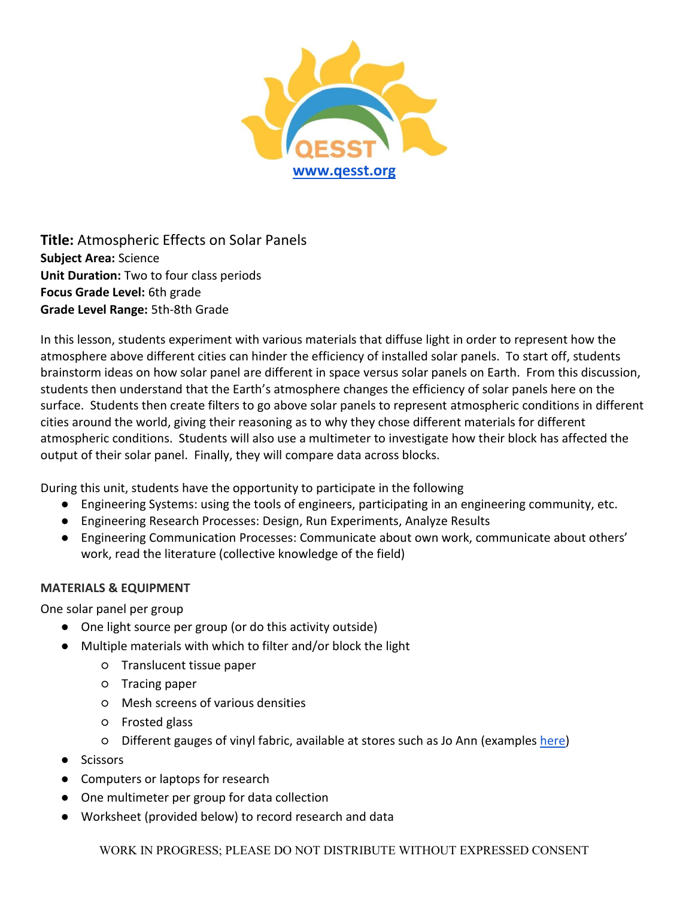QESST
www.qesst.org

**Title:** Atmospheric Effects on Solar Panels
**Subject Area:** Science
**Unit Duration:** Two to four class periods
**Focus Grade Level:** 6th grade
**Grade Level Range:** 5th-8th Grade

In this lesson, students experiment with various materials that diffuse light in order to represent how the atmosphere above different cities can hinder the efficiency of installed solar panels. To start off, students brainstorm ideas on how solar panel are different in space versus solar panels on Earth. From this discussion, students then understand that the Earth's atmosphere changes the efficiency of solar panels here on the surface. Students then create filters to go above solar panels to represent atmospheric conditions in different cities around the world, giving their reasoning as to why they chose different materials for different atmospheric conditions. Students will also use a multimeter to investigate how their block has affected the output of their solar panel. Finally, they will compare data across blocks.

During this unit, students have the opportunity to participate in the following

- Engineering Systems: using the tools of engineers, participating in an engineering community, etc.
- Engineering Research Processes: Design, Run Experiments, Analyze Results
- Engineering Communication Processes: Communicate about own work, communicate about others' work, read the literature (collective knowledge of the field)

**MATERIALS & EQUIPMENT**

One solar panel per group

- One light source per group (or do this activity outside)
- Multiple materials with which to filter and/or block the light
  - Translucent tissue paper
  - Tracing paper
  - Mesh screens of various densities
  - Frosted glass
  - Different gauges of vinyl fabric, available at stores such as Jo Ann (examples here)
- Scissors
- Computers or laptops for research
- One multimeter per group for data collection
- Worksheet (provided below) to record research and data

WORK IN PROGRESS; PLEASE DO NOT DISTRIBUTE WITHOUT EXPRESSED CONSENT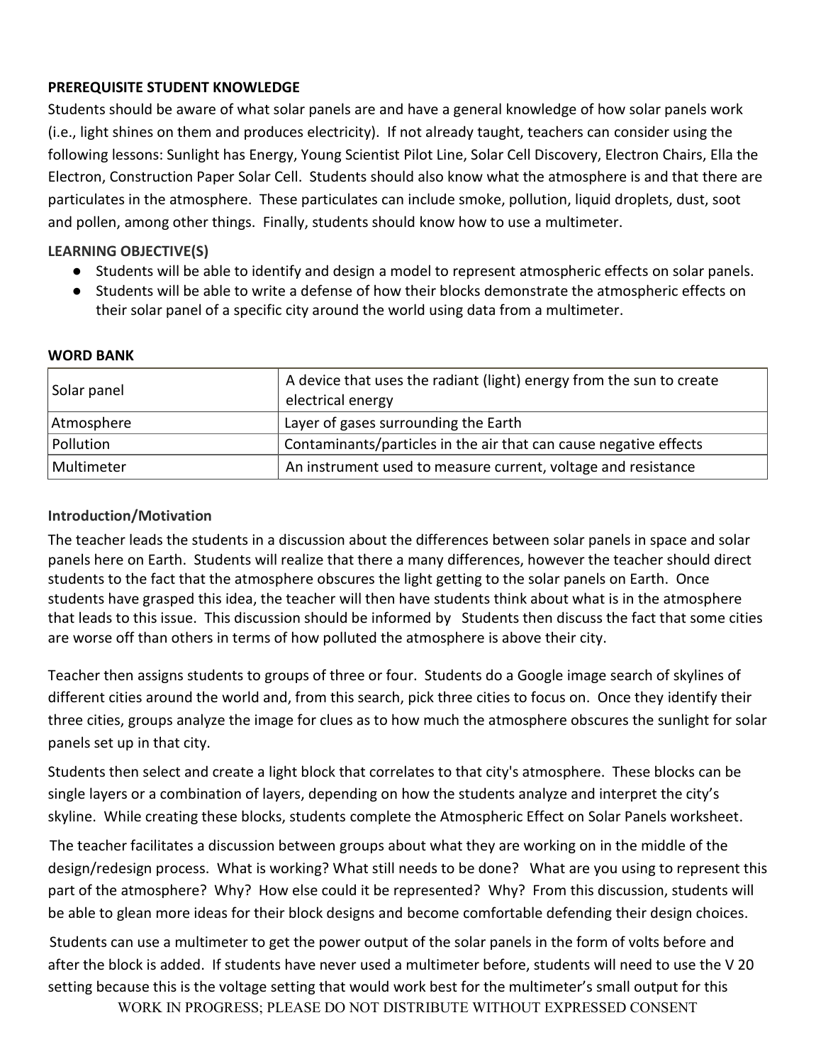**PREREQUISITE STUDENT KNOWLEDGE**

Students should be aware of what solar panels are and have a general knowledge of how solar panels work (i.e., light shines on them and produces electricity). If not already taught, teachers can consider using the following lessons: Sunlight has Energy, Young Scientist Pilot Line, Solar Cell Discovery, Electron Chairs, Ella the Electron, Construction Paper Solar Cell. Students should also know what the atmosphere is and that there are particulates in the atmosphere. These particulates can include smoke, pollution, liquid droplets, dust, soot and pollen, among other things. Finally, students should know how to use a multimeter.

**LEARNING OBJECTIVE(S)**

- Students will be able to identify and design a model to represent atmospheric effects on solar panels.
- Students will be able to write a defense of how their blocks demonstrate the atmospheric effects on their solar panel of a specific city around the world using data from a multimeter.

**WORD BANK**

| | |
|---|---|
| Solar panel | A device that uses the radiant (light) energy from the sun to create electrical energy |
| Atmosphere | Layer of gases surrounding the Earth |
| Pollution | Contaminants/particles in the air that can cause negative effects |
| Multimeter | An instrument used to measure current, voltage and resistance |

**Introduction/Motivation**

The teacher leads the students in a discussion about the differences between solar panels in space and solar panels here on Earth. Students will realize that there a many differences, however the teacher should direct students to the fact that the atmosphere obscures the light getting to the solar panels on Earth. Once students have grasped this idea, the teacher will then have students think about what is in the atmosphere that leads to this issue. This discussion should be informed by Students then discuss the fact that some cities are worse off than others in terms of how polluted the atmosphere is above their city.

Teacher then assigns students to groups of three or four. Students do a Google image search of skylines of different cities around the world and, from this search, pick three cities to focus on. Once they identify their three cities, groups analyze the image for clues as to how much the atmosphere obscures the sunlight for solar panels set up in that city.

Students then select and create a light block that correlates to that city's atmosphere. These blocks can be single layers or a combination of layers, depending on how the students analyze and interpret the city's skyline. While creating these blocks, students complete the Atmospheric Effect on Solar Panels worksheet.

The teacher facilitates a discussion between groups about what they are working on in the middle of the design/redesign process. What is working? What still needs to be done? What are you using to represent this part of the atmosphere? Why? How else could it be represented? Why? From this discussion, students will be able to glean more ideas for their block designs and become comfortable defending their design choices.

Students can use a multimeter to get the power output of the solar panels in the form of volts before and after the block is added. If students have never used a multimeter before, students will need to use the V 20 setting because this is the voltage setting that would work best for the multimeter's small output for this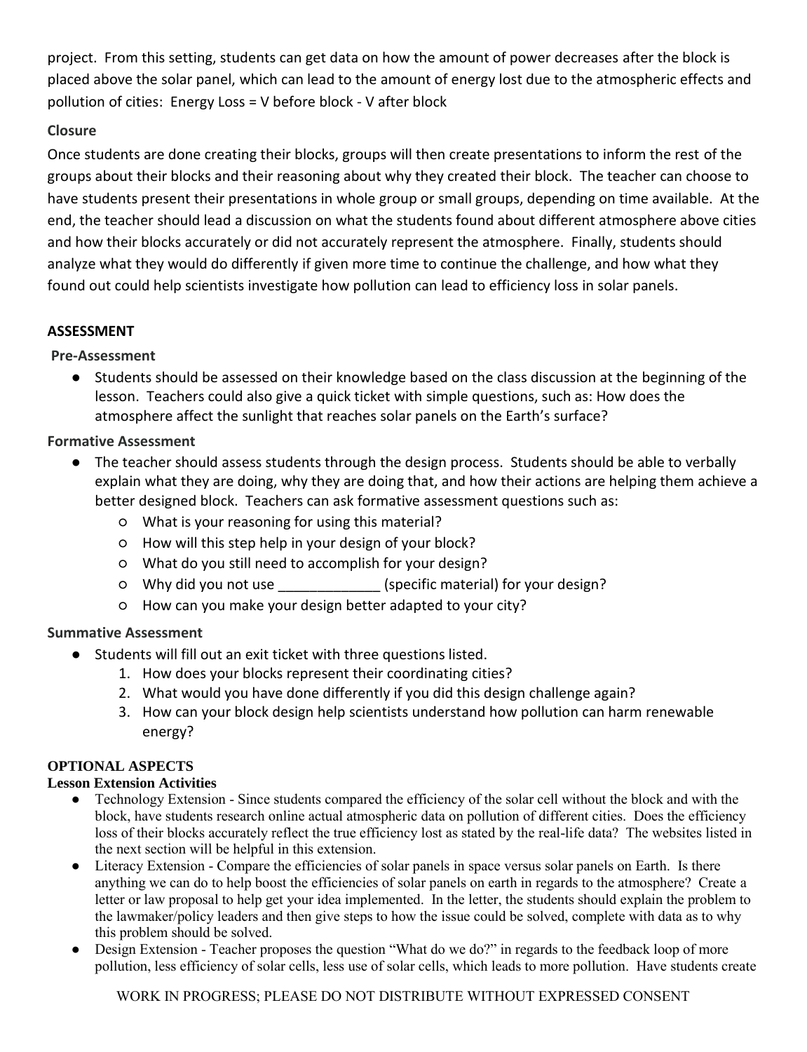project. From this setting, students can get data on how the amount of power decreases after the block is placed above the solar panel, which can lead to the amount of energy lost due to the atmospheric effects and pollution of cities: Energy Loss = V before block - V after block

### Closure

Once students are done creating their blocks, groups will then create presentations to inform the rest of the groups about their blocks and their reasoning about why they created their block. The teacher can choose to have students present their presentations in whole group or small groups, depending on time available. At the end, the teacher should lead a discussion on what the students found about different atmosphere above cities and how their blocks accurately or did not accurately represent the atmosphere. Finally, students should analyze what they would do differently if given more time to continue the challenge, and how what they found out could help scientists investigate how pollution can lead to efficiency loss in solar panels.

## ASSESSMENT

### Pre-Assessment

- Students should be assessed on their knowledge based on the class discussion at the beginning of the lesson. Teachers could also give a quick ticket with simple questions, such as: How does the atmosphere affect the sunlight that reaches solar panels on the Earth's surface?

### Formative Assessment

- The teacher should assess students through the design process. Students should be able to verbally explain what they are doing, why they are doing that, and how their actions are helping them achieve a better designed block. Teachers can ask formative assessment questions such as:
  - What is your reasoning for using this material?
  - How will this step help in your design of your block?
  - What do you still need to accomplish for your design?
  - Why did you not use _____________ (specific material) for your design?
  - How can you make your design better adapted to your city?

### Summative Assessment

- Students will fill out an exit ticket with three questions listed.
  1. How does your blocks represent their coordinating cities?
  2. What would you have done differently if you did this design challenge again?
  3. How can your block design help scientists understand how pollution can harm renewable energy?

## OPTIONAL ASPECTS

### Lesson Extension Activities

- Technology Extension - Since students compared the efficiency of the solar cell without the block and with the block, have students research online actual atmospheric data on pollution of different cities. Does the efficiency loss of their blocks accurately reflect the true efficiency lost as stated by the real-life data? The websites listed in the next section will be helpful in this extension.
- Literacy Extension - Compare the efficiencies of solar panels in space versus solar panels on Earth. Is there anything we can do to help boost the efficiencies of solar panels on earth in regards to the atmosphere? Create a letter or law proposal to help get your idea implemented. In the letter, the students should explain the problem to the lawmaker/policy leaders and then give steps to how the issue could be solved, complete with data as to why this problem should be solved.
- Design Extension - Teacher proposes the question "What do we do?" in regards to the feedback loop of more pollution, less efficiency of solar cells, less use of solar cells, which leads to more pollution. Have students create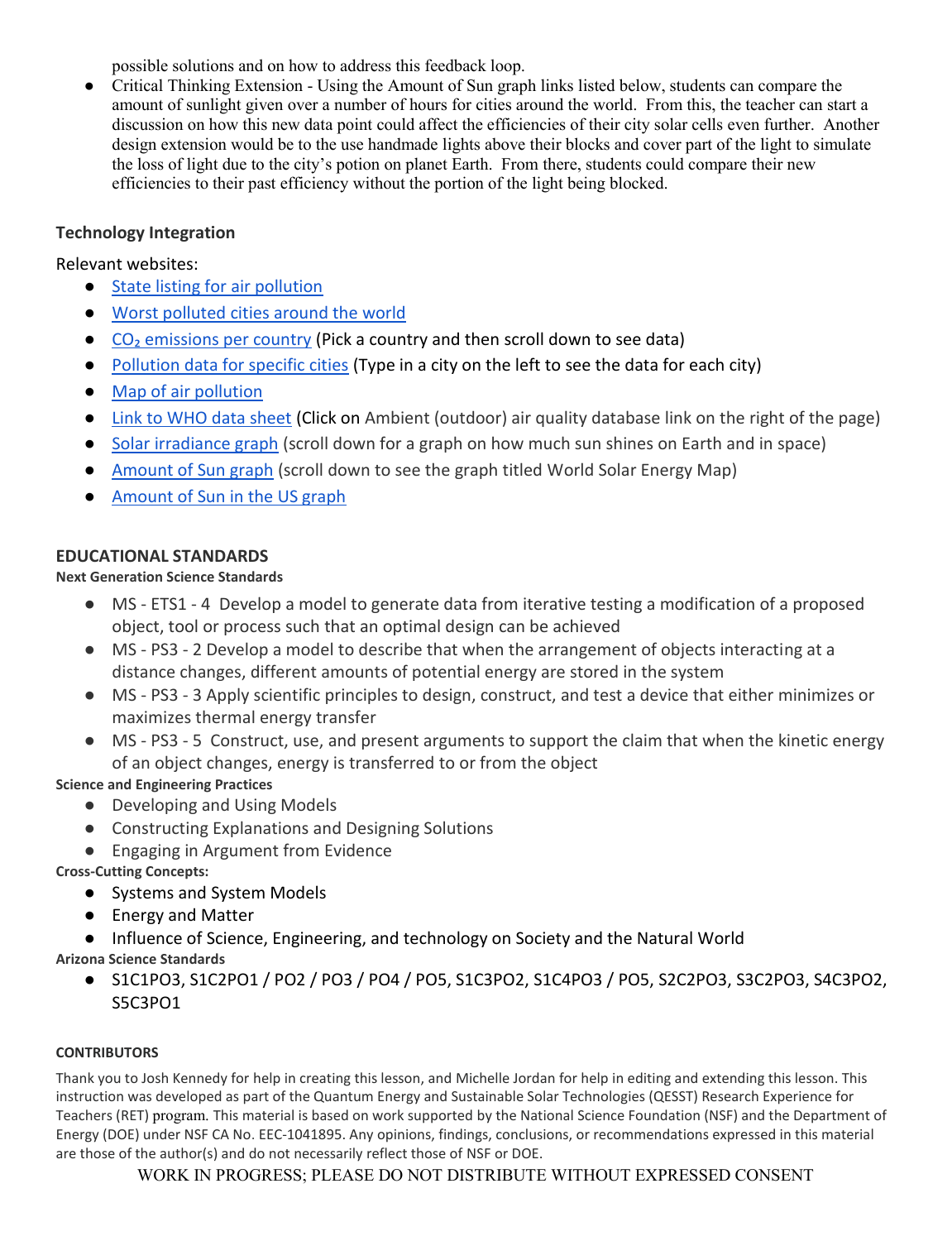possible solutions and on how to address this feedback loop.

- Critical Thinking Extension - Using the Amount of Sun graph links listed below, students can compare the amount of sunlight given over a number of hours for cities around the world. From this, the teacher can start a discussion on how this new data point could affect the efficiencies of their city solar cells even further. Another design extension would be to the use handmade lights above their blocks and cover part of the light to simulate the loss of light due to the city's potion on planet Earth. From there, students could compare their new efficiencies to their past efficiency without the portion of the light being blocked.

### Technology Integration

Relevant websites:

- State listing for air pollution
- Worst polluted cities around the world
- $CO_2$ emissions per country (Pick a country and then scroll down to see data)
- Pollution data for specific cities (Type in a city on the left to see the data for each city)
- Map of air pollution
- Link to WHO data sheet (Click on Ambient (outdoor) air quality database link on the right of the page)
- Solar irradiance graph (scroll down for a graph on how much sun shines on Earth and in space)
- Amount of Sun graph (scroll down to see the graph titled World Solar Energy Map)
- Amount of Sun in the US graph

## EDUCATIONAL STANDARDS

**Next Generation Science Standards**

- MS - ETS1 - 4 Develop a model to generate data from iterative testing a modification of a proposed object, tool or process such that an optimal design can be achieved
- MS - PS3 - 2 Develop a model to describe that when the arrangement of objects interacting at a distance changes, different amounts of potential energy are stored in the system
- MS - PS3 - 3 Apply scientific principles to design, construct, and test a device that either minimizes or maximizes thermal energy transfer
- MS - PS3 - 5 Construct, use, and present arguments to support the claim that when the kinetic energy of an object changes, energy is transferred to or from the object

**Science and Engineering Practices**

- Developing and Using Models
- Constructing Explanations and Designing Solutions
- Engaging in Argument from Evidence

**Cross-Cutting Concepts:**

- Systems and System Models
- Energy and Matter
- Influence of Science, Engineering, and technology on Society and the Natural World

**Arizona Science Standards**

- S1C1PO3, S1C2PO1 / PO2 / PO3 / PO4 / PO5, S1C3PO2, S1C4PO3 / PO5, S2C2PO3, S3C2PO3, S4C3PO2, S5C3PO1

**CONTRIBUTORS**

Thank you to Josh Kennedy for help in creating this lesson, and Michelle Jordan for help in editing and extending this lesson. This instruction was developed as part of the Quantum Energy and Sustainable Solar Technologies (QESST) Research Experience for Teachers (RET) program. This material is based on work supported by the National Science Foundation (NSF) and the Department of Energy (DOE) under NSF CA No. EEC-1041895. Any opinions, findings, conclusions, or recommendations expressed in this material are those of the author(s) and do not necessarily reflect those of NSF or DOE.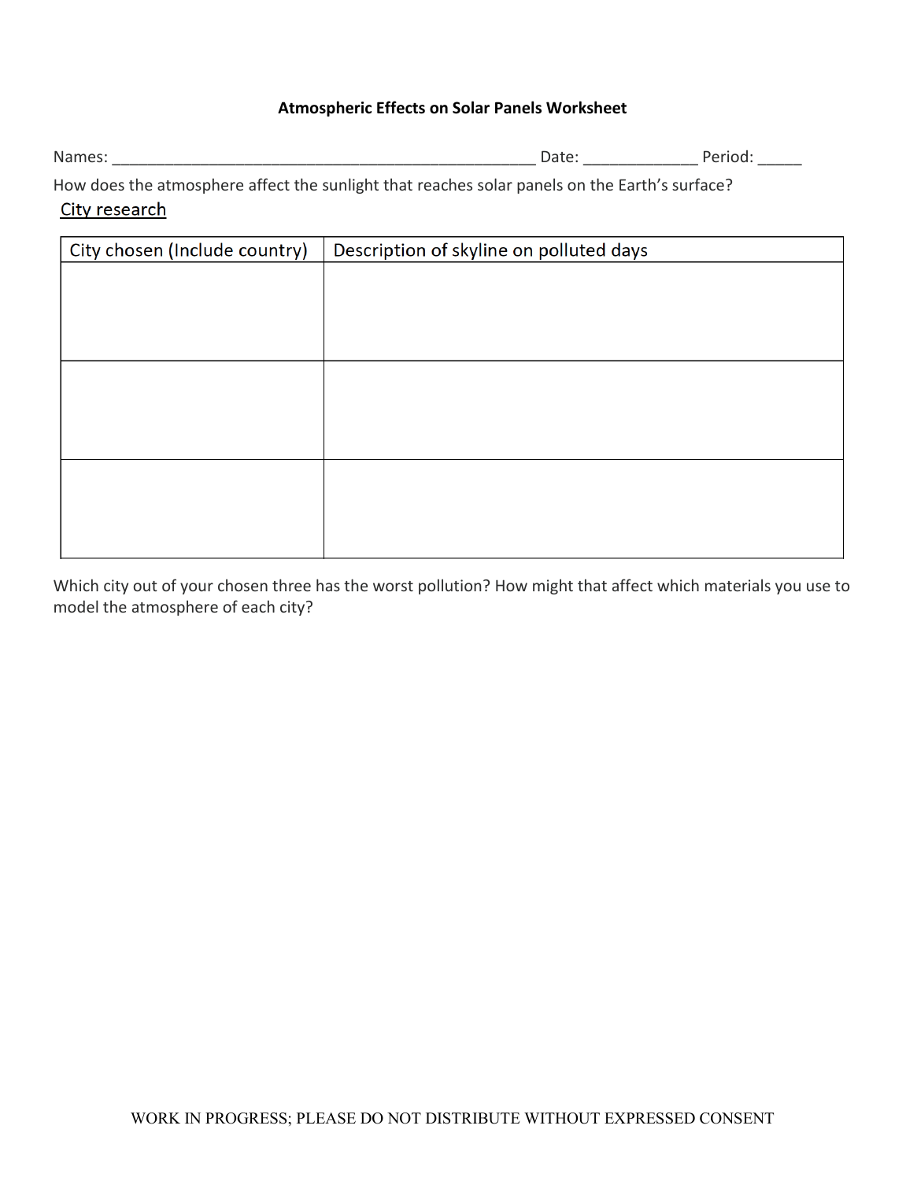**Atmospheric Effects on Solar Panels Worksheet**

Names: ________________________________________________ Date: _____________ Period: _____

How does the atmosphere affect the sunlight that reaches solar panels on the Earth's surface?

City research

| City chosen (Include country) | Description of skyline on polluted days |
|---|---|
| | |
| | |
| | |

Which city out of your chosen three has the worst pollution? How might that affect which materials you use to model the atmosphere of each city?

WORK IN PROGRESS; PLEASE DO NOT DISTRIBUTE WITHOUT EXPRESSED CONSENT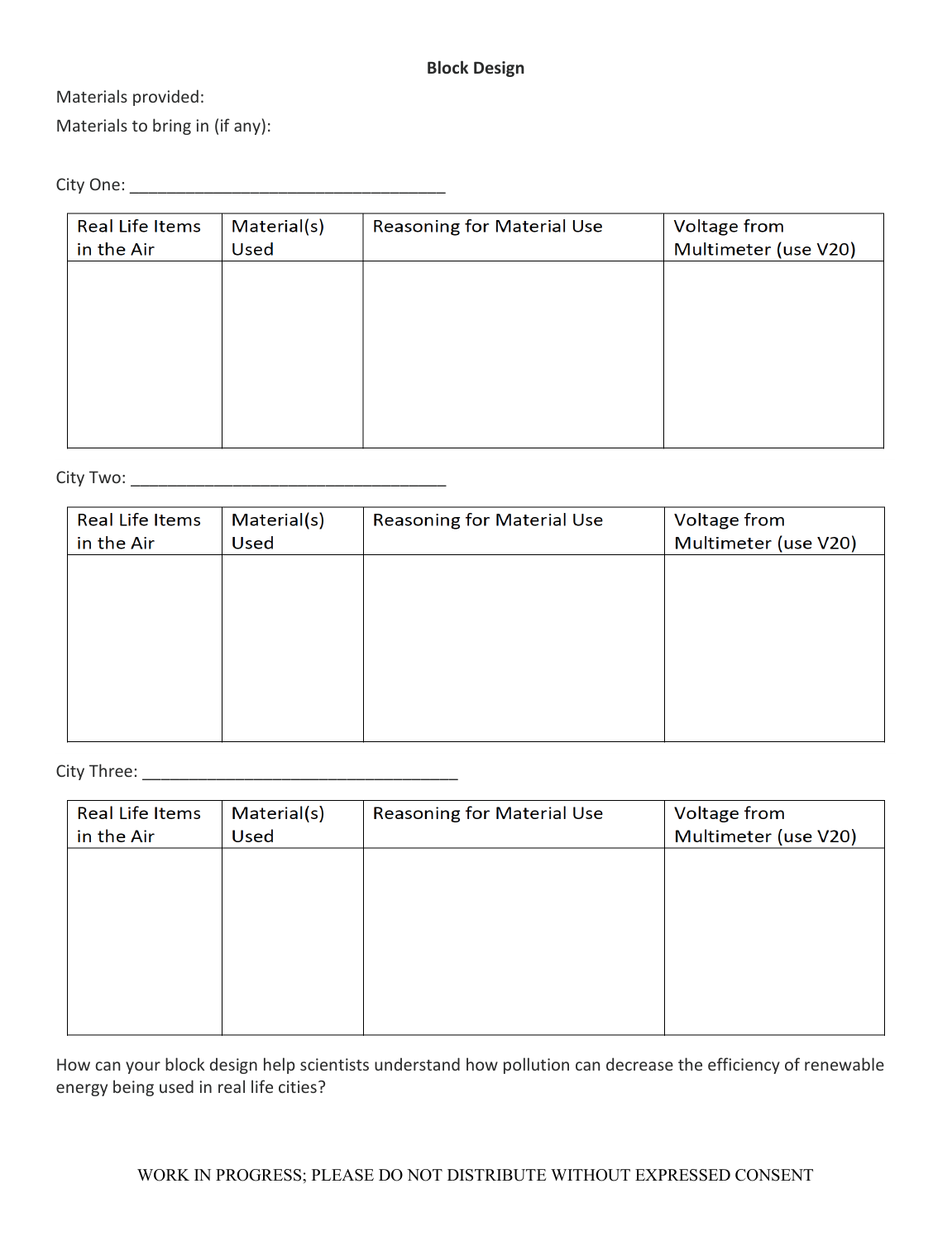**Block Design**

Materials provided:

Materials to bring in (if any):

City One: ___________________________________

| Real Life Items in the Air | Material(s) Used | Reasoning for Material Use | Voltage from Multimeter (use V20) |
| --- | --- | --- | --- |
| | | | |

City Two: ___________________________________

| Real Life Items in the Air | Material(s) Used | Reasoning for Material Use | Voltage from Multimeter (use V20) |
| --- | --- | --- | --- |
| | | | |

City Three: ___________________________________

| Real Life Items in the Air | Material(s) Used | Reasoning for Material Use | Voltage from Multimeter (use V20) |
| --- | --- | --- | --- |
| | | | |

How can your block design help scientists understand how pollution can decrease the efficiency of renewable energy being used in real life cities?

WORK IN PROGRESS; PLEASE DO NOT DISTRIBUTE WITHOUT EXPRESSED CONSENT